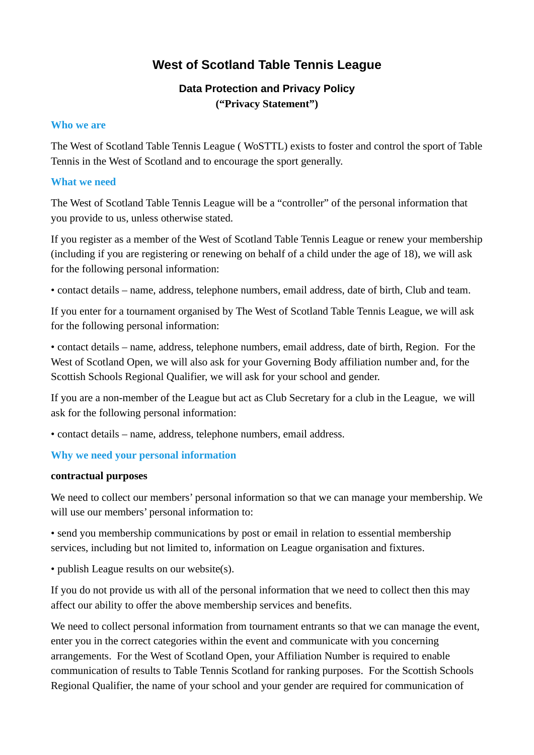# West of Scotland Table Tennis League

### Data Protection and Privacy Policy
### ("Privacy Statement")

## Who we are

The West of Scotland Table Tennis League ( WoSTTL) exists to foster and control the sport of Table Tennis in the West of Scotland and to encourage the sport generally.

## What we need

The West of Scotland Table Tennis League will be a "controller" of the personal information that you provide to us, unless otherwise stated.

If you register as a member of the West of Scotland Table Tennis League or renew your membership (including if you are registering or renewing on behalf of a child under the age of 18), we will ask for the following personal information:

• contact details – name, address, telephone numbers, email address, date of birth, Club and team.

If you enter for a tournament organised by The West of Scotland Table Tennis League, we will ask for the following personal information:

• contact details – name, address, telephone numbers, email address, date of birth, Region. For the West of Scotland Open, we will also ask for your Governing Body affiliation number and, for the Scottish Schools Regional Qualifier, we will ask for your school and gender.

If you are a non-member of the League but act as Club Secretary for a club in the League, we will ask for the following personal information:

• contact details – name, address, telephone numbers, email address.

## Why we need your personal information

**contractual purposes**

We need to collect our members' personal information so that we can manage your membership. We will use our members' personal information to:

• send you membership communications by post or email in relation to essential membership services, including but not limited to, information on League organisation and fixtures.

• publish League results on our website(s).

If you do not provide us with all of the personal information that we need to collect then this may affect our ability to offer the above membership services and benefits.

We need to collect personal information from tournament entrants so that we can manage the event, enter you in the correct categories within the event and communicate with you concerning arrangements. For the West of Scotland Open, your Affiliation Number is required to enable communication of results to Table Tennis Scotland for ranking purposes. For the Scottish Schools Regional Qualifier, the name of your school and your gender are required for communication of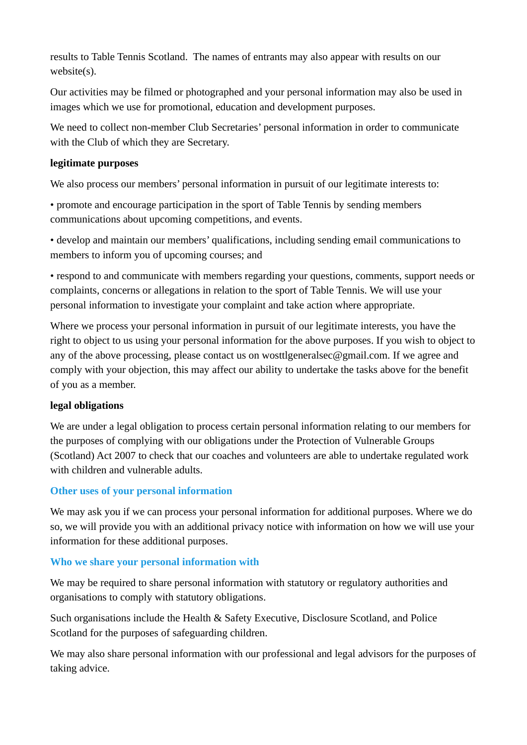results to Table Tennis Scotland.  The names of entrants may also appear with results on our website(s).

Our activities may be filmed or photographed and your personal information may also be used in images which we use for promotional, education and development purposes.

We need to collect non-member Club Secretaries' personal information in order to communicate with the Club of which they are Secretary.

**legitimate purposes**

We also process our members' personal information in pursuit of our legitimate interests to:

• promote and encourage participation in the sport of Table Tennis by sending members communications about upcoming competitions, and events.

• develop and maintain our members' qualifications, including sending email communications to members to inform you of upcoming courses; and

• respond to and communicate with members regarding your questions, comments, support needs or complaints, concerns or allegations in relation to the sport of Table Tennis. We will use your personal information to investigate your complaint and take action where appropriate.

Where we process your personal information in pursuit of our legitimate interests, you have the right to object to us using your personal information for the above purposes. If you wish to object to any of the above processing, please contact us on wosttlgeneralsec@gmail.com. If we agree and comply with your objection, this may affect our ability to undertake the tasks above for the benefit of you as a member.

**legal obligations**

We are under a legal obligation to process certain personal information relating to our members for the purposes of complying with our obligations under the Protection of Vulnerable Groups (Scotland) Act 2007 to check that our coaches and volunteers are able to undertake regulated work with children and vulnerable adults.

## Other uses of your personal information

We may ask you if we can process your personal information for additional purposes. Where we do so, we will provide you with an additional privacy notice with information on how we will use your information for these additional purposes.

## Who we share your personal information with

We may be required to share personal information with statutory or regulatory authorities and organisations to comply with statutory obligations.

Such organisations include the Health & Safety Executive, Disclosure Scotland, and Police Scotland for the purposes of safeguarding children.

We may also share personal information with our professional and legal advisors for the purposes of taking advice.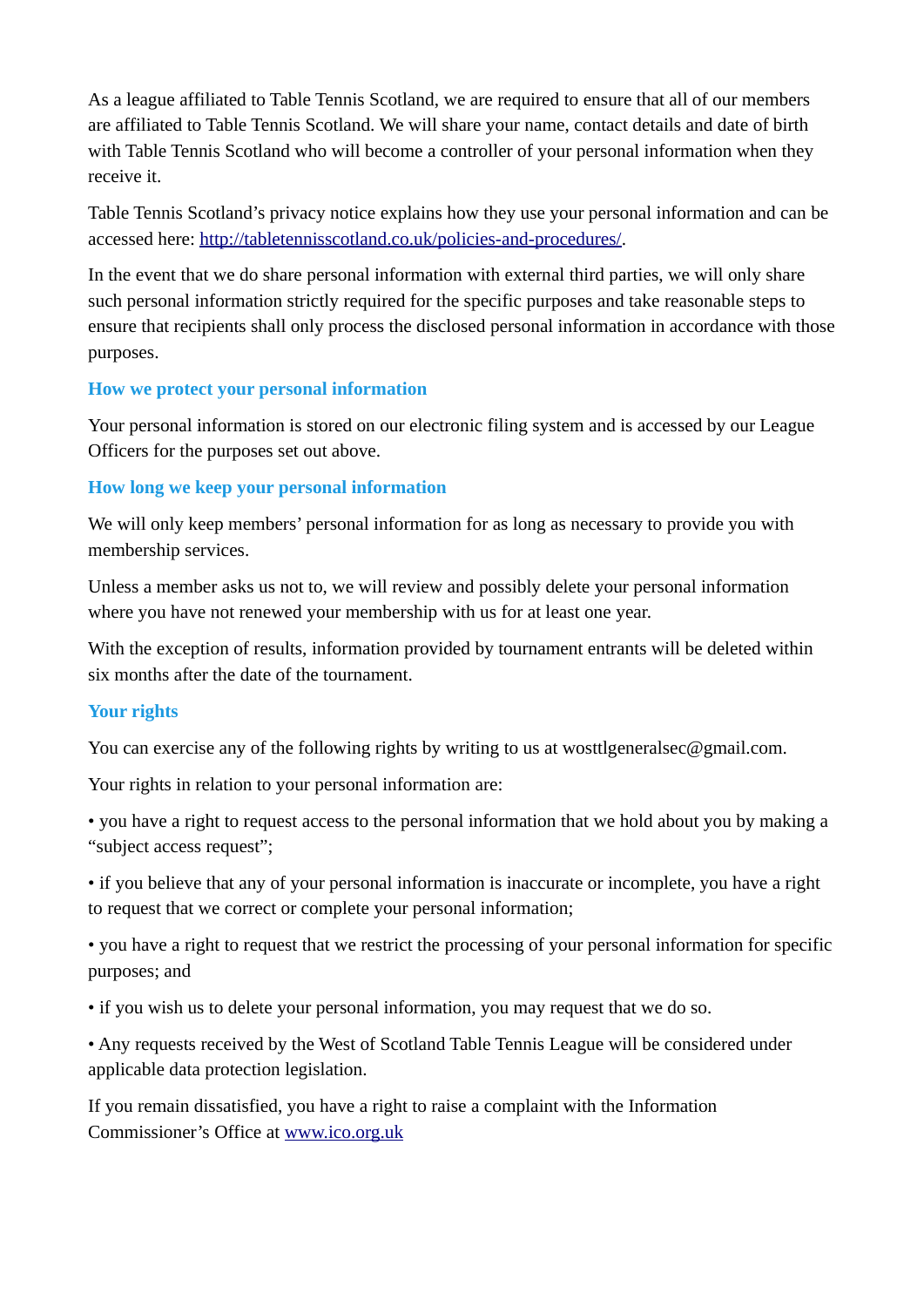As a league affiliated to Table Tennis Scotland, we are required to ensure that all of our members are affiliated to Table Tennis Scotland. We will share your name, contact details and date of birth with Table Tennis Scotland who will become a controller of your personal information when they receive it.

Table Tennis Scotland's privacy notice explains how they use your personal information and can be accessed here: [http://tabletennisscotland.co.uk/policies-and-procedures/](http://tabletennisscotland.co.uk/policies-and-procedures/).

In the event that we do share personal information with external third parties, we will only share such personal information strictly required for the specific purposes and take reasonable steps to ensure that recipients shall only process the disclosed personal information in accordance with those purposes.

## How we protect your personal information

Your personal information is stored on our electronic filing system and is accessed by our League Officers for the purposes set out above.

## How long we keep your personal information

We will only keep members' personal information for as long as necessary to provide you with membership services.

Unless a member asks us not to, we will review and possibly delete your personal information where you have not renewed your membership with us for at least one year.

With the exception of results, information provided by tournament entrants will be deleted within six months after the date of the tournament.

## Your rights

You can exercise any of the following rights by writing to us at wosttlgeneralsec@gmail.com.

Your rights in relation to your personal information are:

- you have a right to request access to the personal information that we hold about you by making a "subject access request";
- if you believe that any of your personal information is inaccurate or incomplete, you have a right to request that we correct or complete your personal information;
- you have a right to request that we restrict the processing of your personal information for specific purposes; and
- if you wish us to delete your personal information, you may request that we do so.
- Any requests received by the West of Scotland Table Tennis League will be considered under applicable data protection legislation.

If you remain dissatisfied, you have a right to raise a complaint with the Information Commissioner's Office at [www.ico.org.uk](http://www.ico.org.uk)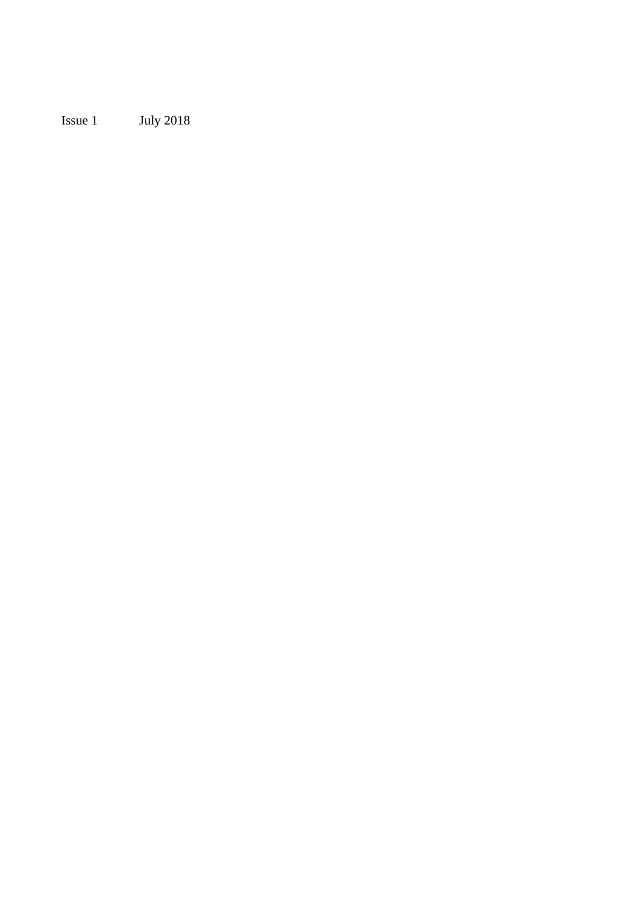Issue 1 July 2018